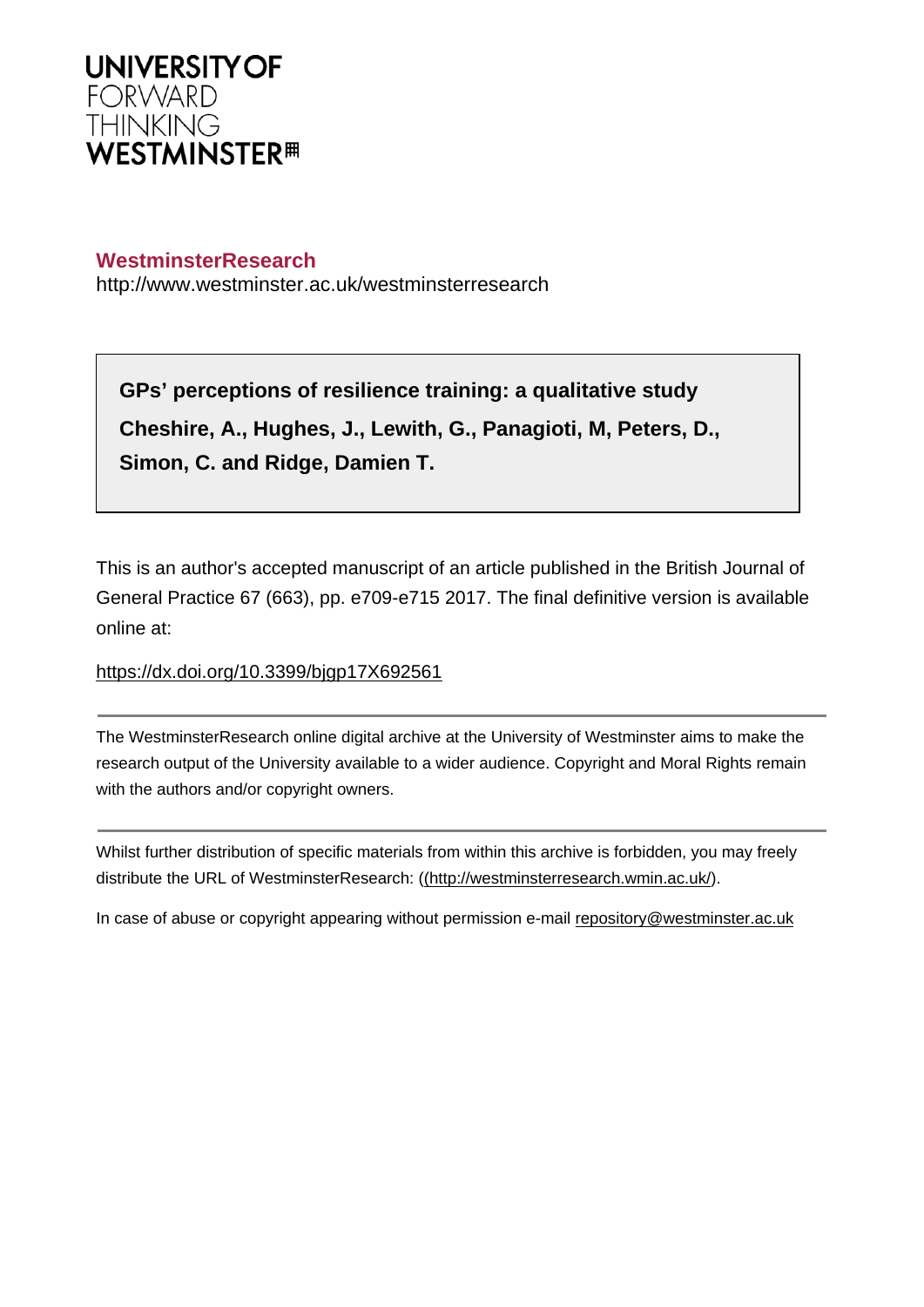UNIVERSITY OF
FORWARD
THINKING
WESTMINSTER

**WestminsterResearch**

http://www.westminster.ac.uk/westminsterresearch

**GPs' perceptions of resilience training: a qualitative study**

**Cheshire, A., Hughes, J., Lewith, G., Panagioti, M, Peters, D., Simon, C. and Ridge, Damien T.**

This is an author's accepted manuscript of an article published in the British Journal of General Practice 67 (663), pp. e709-e715 2017. The final definitive version is available online at:

https://dx.doi.org/10.3399/bjgp17X692561

---

The WestminsterResearch online digital archive at the University of Westminster aims to make the research output of the University available to a wider audience. Copyright and Moral Rights remain with the authors and/or copyright owners.

---

Whilst further distribution of specific materials from within this archive is forbidden, you may freely distribute the URL of WestminsterResearch: ((http://westminsterresearch.wmin.ac.uk/).

In case of abuse or copyright appearing without permission e-mail repository@westminster.ac.uk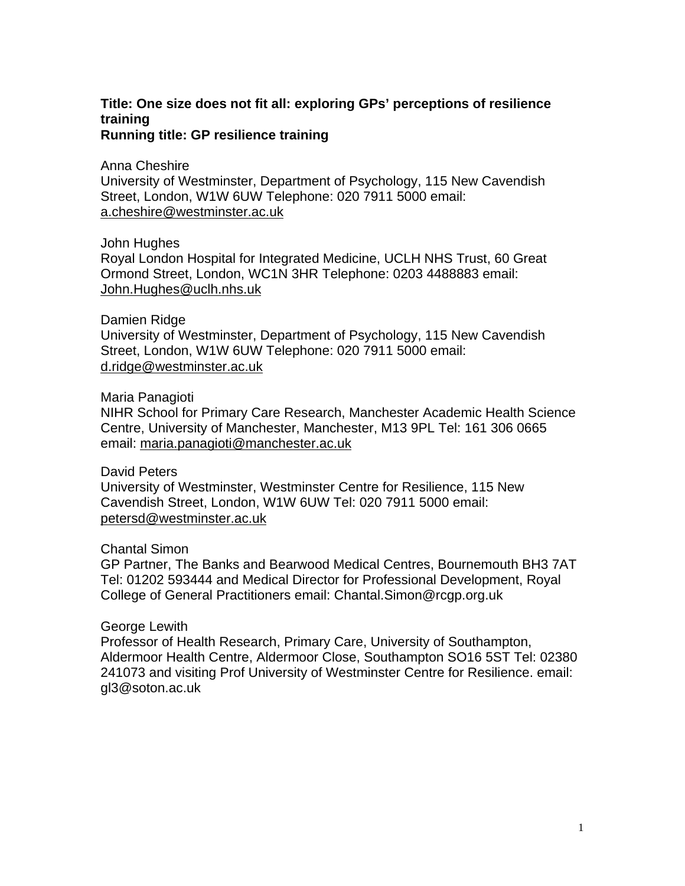**Title: One size does not fit all: exploring GPs' perceptions of resilience training**
**Running title: GP resilience training**

Anna Cheshire
University of Westminster, Department of Psychology, 115 New Cavendish Street, London, W1W 6UW Telephone: 020 7911 5000 email: a.cheshire@westminster.ac.uk

John Hughes
Royal London Hospital for Integrated Medicine, UCLH NHS Trust, 60 Great Ormond Street, London, WC1N 3HR Telephone: 0203 4488883 email: John.Hughes@uclh.nhs.uk

Damien Ridge
University of Westminster, Department of Psychology, 115 New Cavendish Street, London, W1W 6UW Telephone: 020 7911 5000 email: d.ridge@westminster.ac.uk

Maria Panagioti
NIHR School for Primary Care Research, Manchester Academic Health Science Centre, University of Manchester, Manchester, M13 9PL Tel: 161 306 0665 email: maria.panagioti@manchester.ac.uk

David Peters
University of Westminster, Westminster Centre for Resilience, 115 New Cavendish Street, London, W1W 6UW Tel: 020 7911 5000 email: petersd@westminster.ac.uk

Chantal Simon
GP Partner, The Banks and Bearwood Medical Centres, Bournemouth BH3 7AT Tel: 01202 593444 and Medical Director for Professional Development, Royal College of General Practitioners email: Chantal.Simon@rcgp.org.uk

George Lewith
Professor of Health Research, Primary Care, University of Southampton, Aldermoor Health Centre, Aldermoor Close, Southampton SO16 5ST Tel: 02380 241073 and visiting Prof University of Westminster Centre for Resilience. email: gl3@soton.ac.uk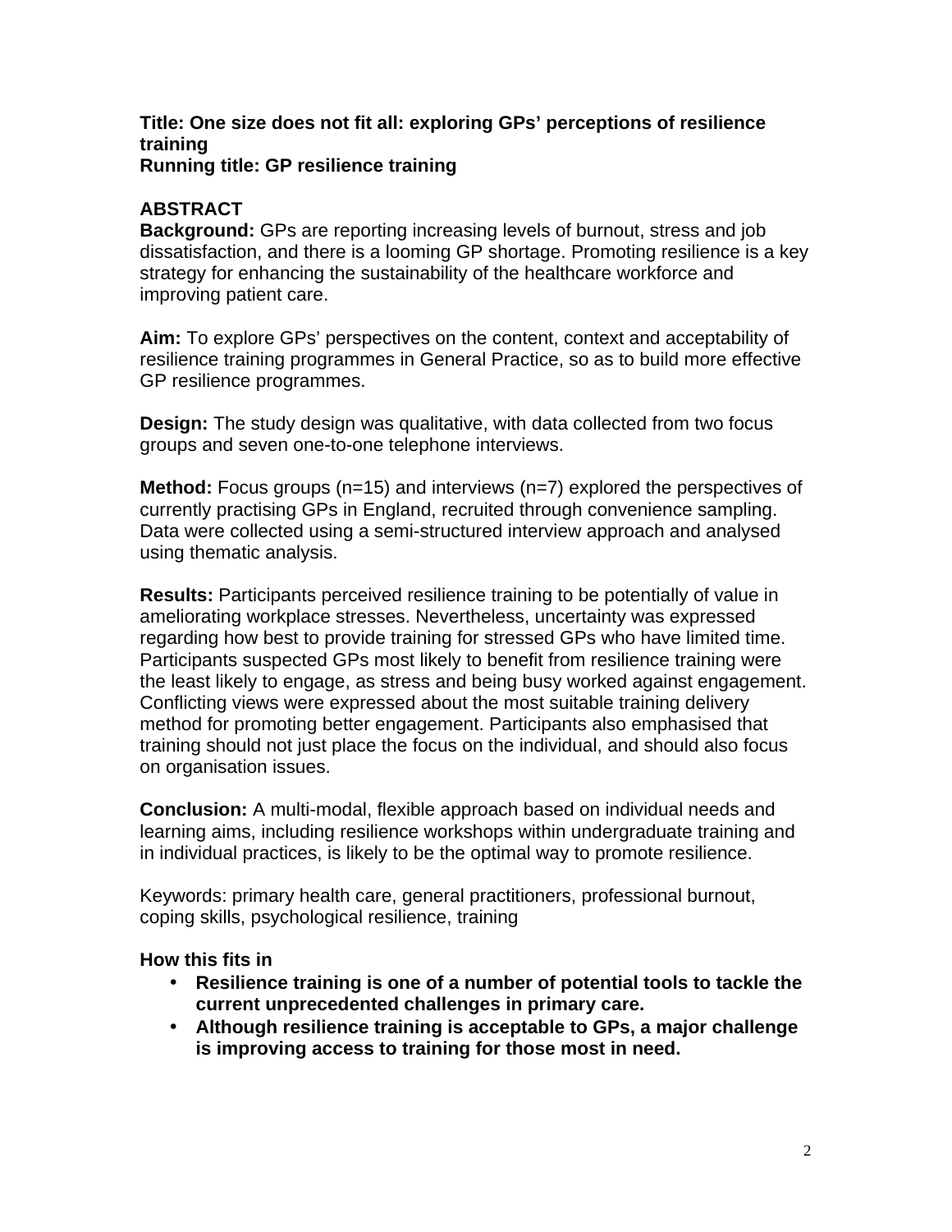**Title: One size does not fit all: exploring GPs' perceptions of resilience training**
**Running title: GP resilience training**

## ABSTRACT

**Background:** GPs are reporting increasing levels of burnout, stress and job dissatisfaction, and there is a looming GP shortage. Promoting resilience is a key strategy for enhancing the sustainability of the healthcare workforce and improving patient care.

**Aim:** To explore GPs' perspectives on the content, context and acceptability of resilience training programmes in General Practice, so as to build more effective GP resilience programmes.

**Design:** The study design was qualitative, with data collected from two focus groups and seven one-to-one telephone interviews.

**Method:** Focus groups (n=15) and interviews (n=7) explored the perspectives of currently practising GPs in England, recruited through convenience sampling. Data were collected using a semi-structured interview approach and analysed using thematic analysis.

**Results:** Participants perceived resilience training to be potentially of value in ameliorating workplace stresses. Nevertheless, uncertainty was expressed regarding how best to provide training for stressed GPs who have limited time. Participants suspected GPs most likely to benefit from resilience training were the least likely to engage, as stress and being busy worked against engagement. Conflicting views were expressed about the most suitable training delivery method for promoting better engagement. Participants also emphasised that training should not just place the focus on the individual, and should also focus on organisation issues.

**Conclusion:** A multi-modal, flexible approach based on individual needs and learning aims, including resilience workshops within undergraduate training and in individual practices, is likely to be the optimal way to promote resilience.

Keywords: primary health care, general practitioners, professional burnout, coping skills, psychological resilience, training

**How this fits in**

- **Resilience training is one of a number of potential tools to tackle the current unprecedented challenges in primary care.**
- **Although resilience training is acceptable to GPs, a major challenge is improving access to training for those most in need.**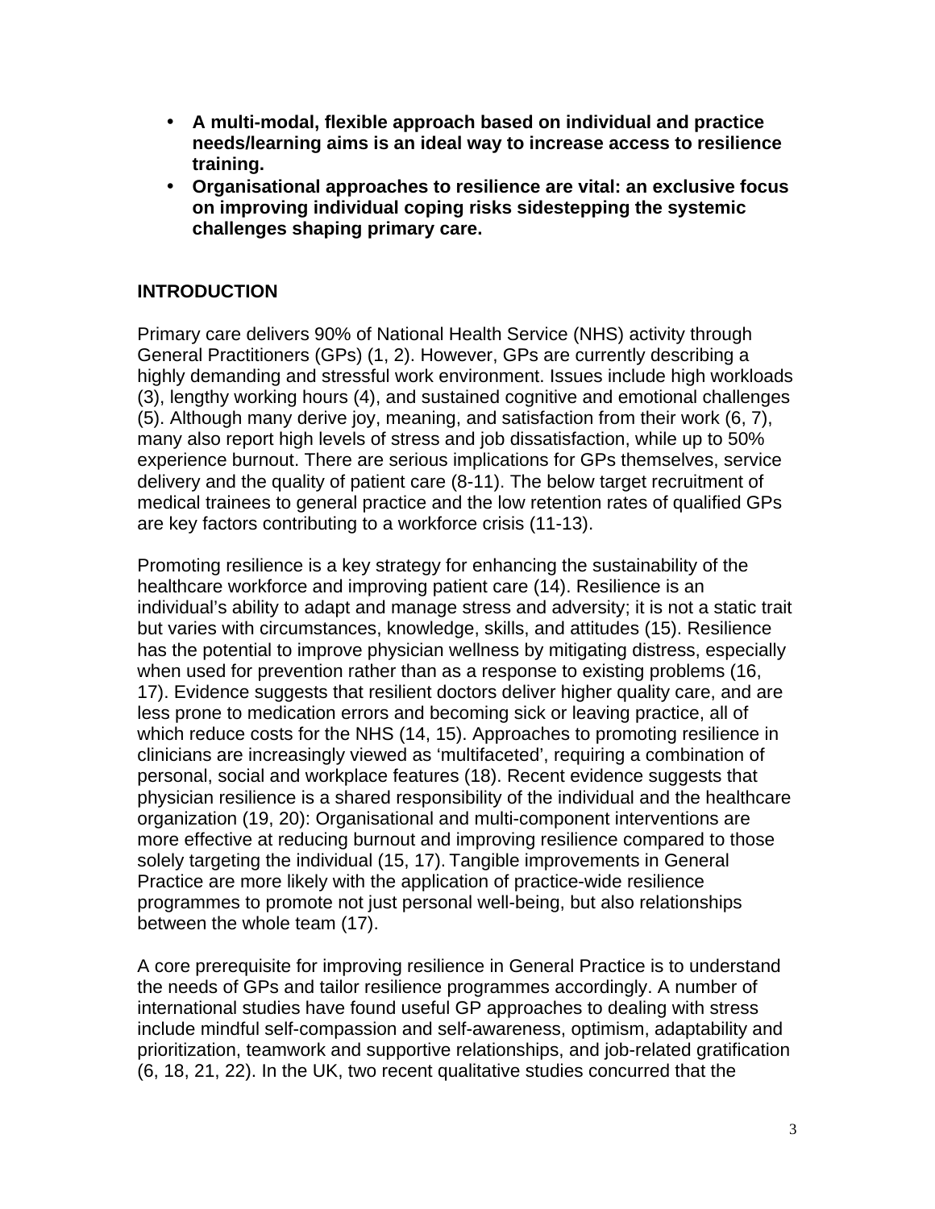- **A multi-modal, flexible approach based on individual and practice needs/learning aims is an ideal way to increase access to resilience training.**
- **Organisational approaches to resilience are vital: an exclusive focus on improving individual coping risks sidestepping the systemic challenges shaping primary care.**

## INTRODUCTION

Primary care delivers 90% of National Health Service (NHS) activity through General Practitioners (GPs) (1, 2). However, GPs are currently describing a highly demanding and stressful work environment. Issues include high workloads (3), lengthy working hours (4), and sustained cognitive and emotional challenges (5). Although many derive joy, meaning, and satisfaction from their work (6, 7), many also report high levels of stress and job dissatisfaction, while up to 50% experience burnout. There are serious implications for GPs themselves, service delivery and the quality of patient care (8-11). The below target recruitment of medical trainees to general practice and the low retention rates of qualified GPs are key factors contributing to a workforce crisis (11-13).

Promoting resilience is a key strategy for enhancing the sustainability of the healthcare workforce and improving patient care (14). Resilience is an individual's ability to adapt and manage stress and adversity; it is not a static trait but varies with circumstances, knowledge, skills, and attitudes (15). Resilience has the potential to improve physician wellness by mitigating distress, especially when used for prevention rather than as a response to existing problems (16, 17). Evidence suggests that resilient doctors deliver higher quality care, and are less prone to medication errors and becoming sick or leaving practice, all of which reduce costs for the NHS (14, 15). Approaches to promoting resilience in clinicians are increasingly viewed as 'multifaceted', requiring a combination of personal, social and workplace features (18). Recent evidence suggests that physician resilience is a shared responsibility of the individual and the healthcare organization (19, 20): Organisational and multi-component interventions are more effective at reducing burnout and improving resilience compared to those solely targeting the individual (15, 17). Tangible improvements in General Practice are more likely with the application of practice-wide resilience programmes to promote not just personal well-being, but also relationships between the whole team (17).

A core prerequisite for improving resilience in General Practice is to understand the needs of GPs and tailor resilience programmes accordingly. A number of international studies have found useful GP approaches to dealing with stress include mindful self-compassion and self-awareness, optimism, adaptability and prioritization, teamwork and supportive relationships, and job-related gratification (6, 18, 21, 22). In the UK, two recent qualitative studies concurred that the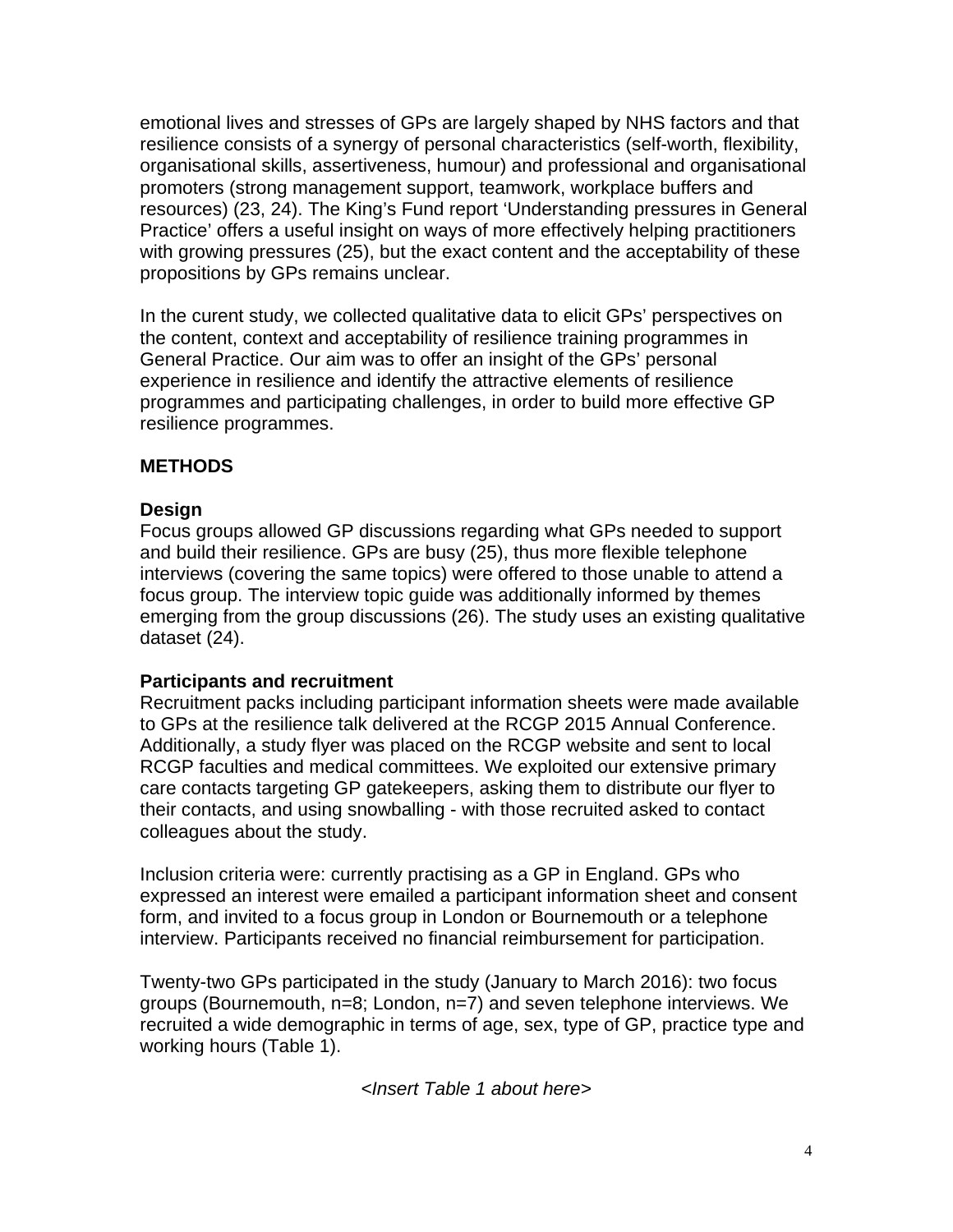emotional lives and stresses of GPs are largely shaped by NHS factors and that resilience consists of a synergy of personal characteristics (self-worth, flexibility, organisational skills, assertiveness, humour) and professional and organisational promoters (strong management support, teamwork, workplace buffers and resources) (23, 24). The King's Fund report 'Understanding pressures in General Practice' offers a useful insight on ways of more effectively helping practitioners with growing pressures (25), but the exact content and the acceptability of these propositions by GPs remains unclear.

In the curent study, we collected qualitative data to elicit GPs' perspectives on the content, context and acceptability of resilience training programmes in General Practice. Our aim was to offer an insight of the GPs' personal experience in resilience and identify the attractive elements of resilience programmes and participating challenges, in order to build more effective GP resilience programmes.

## METHODS

### Design

Focus groups allowed GP discussions regarding what GPs needed to support and build their resilience. GPs are busy (25), thus more flexible telephone interviews (covering the same topics) were offered to those unable to attend a focus group. The interview topic guide was additionally informed by themes emerging from the group discussions (26). The study uses an existing qualitative dataset (24).

### Participants and recruitment

Recruitment packs including participant information sheets were made available to GPs at the resilience talk delivered at the RCGP 2015 Annual Conference. Additionally, a study flyer was placed on the RCGP website and sent to local RCGP faculties and medical committees. We exploited our extensive primary care contacts targeting GP gatekeepers, asking them to distribute our flyer to their contacts, and using snowballing - with those recruited asked to contact colleagues about the study.

Inclusion criteria were: currently practising as a GP in England. GPs who expressed an interest were emailed a participant information sheet and consent form, and invited to a focus group in London or Bournemouth or a telephone interview. Participants received no financial reimbursement for participation.

Twenty-two GPs participated in the study (January to March 2016): two focus groups (Bournemouth, n=8; London, n=7) and seven telephone interviews. We recruited a wide demographic in terms of age, sex, type of GP, practice type and working hours (Table 1).

*<Insert Table 1 about here>*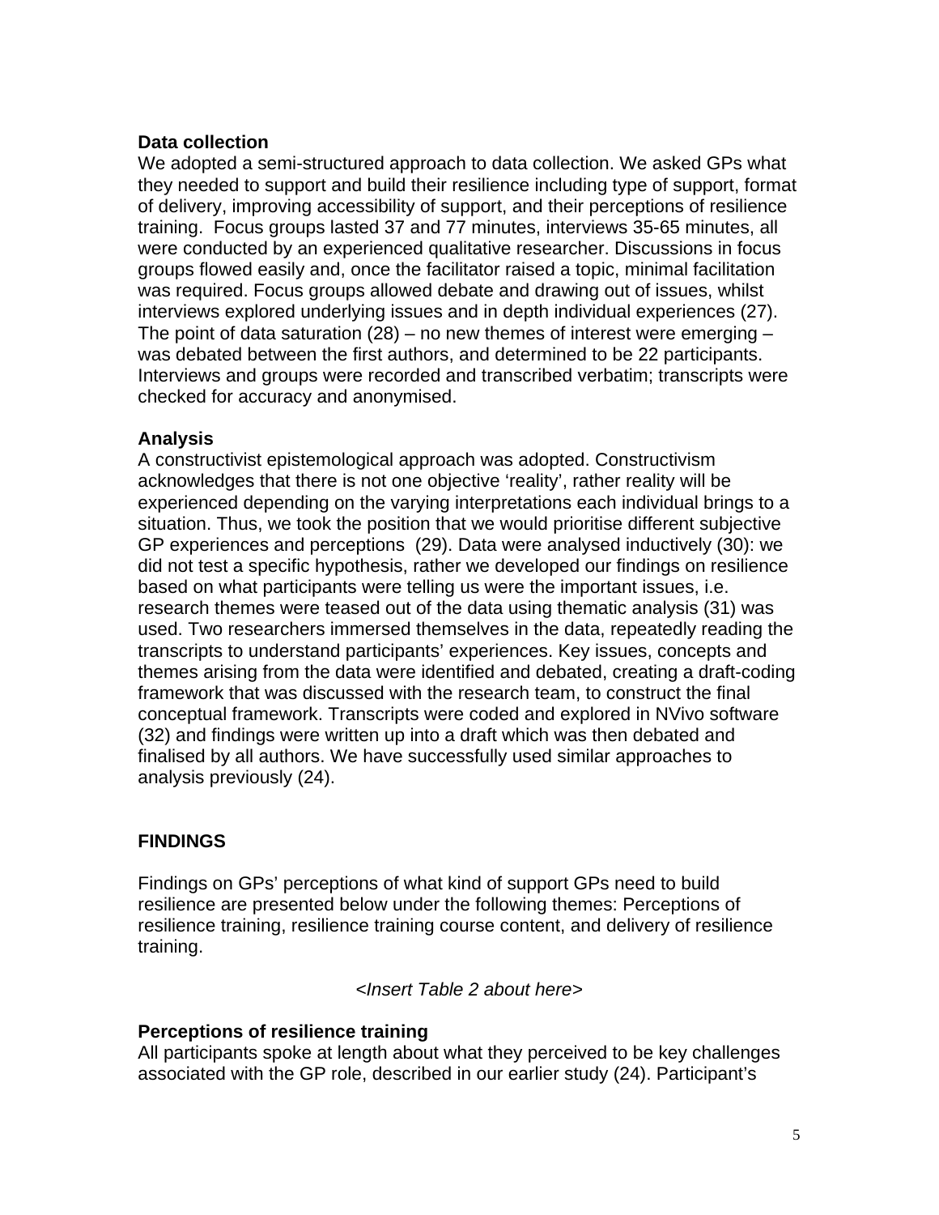**Data collection**

We adopted a semi-structured approach to data collection. We asked GPs what they needed to support and build their resilience including type of support, format of delivery, improving accessibility of support, and their perceptions of resilience training. Focus groups lasted 37 and 77 minutes, interviews 35-65 minutes, all were conducted by an experienced qualitative researcher. Discussions in focus groups flowed easily and, once the facilitator raised a topic, minimal facilitation was required. Focus groups allowed debate and drawing out of issues, whilst interviews explored underlying issues and in depth individual experiences (27). The point of data saturation (28) – no new themes of interest were emerging – was debated between the first authors, and determined to be 22 participants. Interviews and groups were recorded and transcribed verbatim; transcripts were checked for accuracy and anonymised.

**Analysis**

A constructivist epistemological approach was adopted. Constructivism acknowledges that there is not one objective 'reality', rather reality will be experienced depending on the varying interpretations each individual brings to a situation. Thus, we took the position that we would prioritise different subjective GP experiences and perceptions (29). Data were analysed inductively (30): we did not test a specific hypothesis, rather we developed our findings on resilience based on what participants were telling us were the important issues, i.e. research themes were teased out of the data using thematic analysis (31) was used. Two researchers immersed themselves in the data, repeatedly reading the transcripts to understand participants' experiences. Key issues, concepts and themes arising from the data were identified and debated, creating a draft-coding framework that was discussed with the research team, to construct the final conceptual framework. Transcripts were coded and explored in NVivo software (32) and findings were written up into a draft which was then debated and finalised by all authors. We have successfully used similar approaches to analysis previously (24).

## FINDINGS

Findings on GPs' perceptions of what kind of support GPs need to build resilience are presented below under the following themes: Perceptions of resilience training, resilience training course content, and delivery of resilience training.

*<Insert Table 2 about here>*

**Perceptions of resilience training**

All participants spoke at length about what they perceived to be key challenges associated with the GP role, described in our earlier study (24). Participant's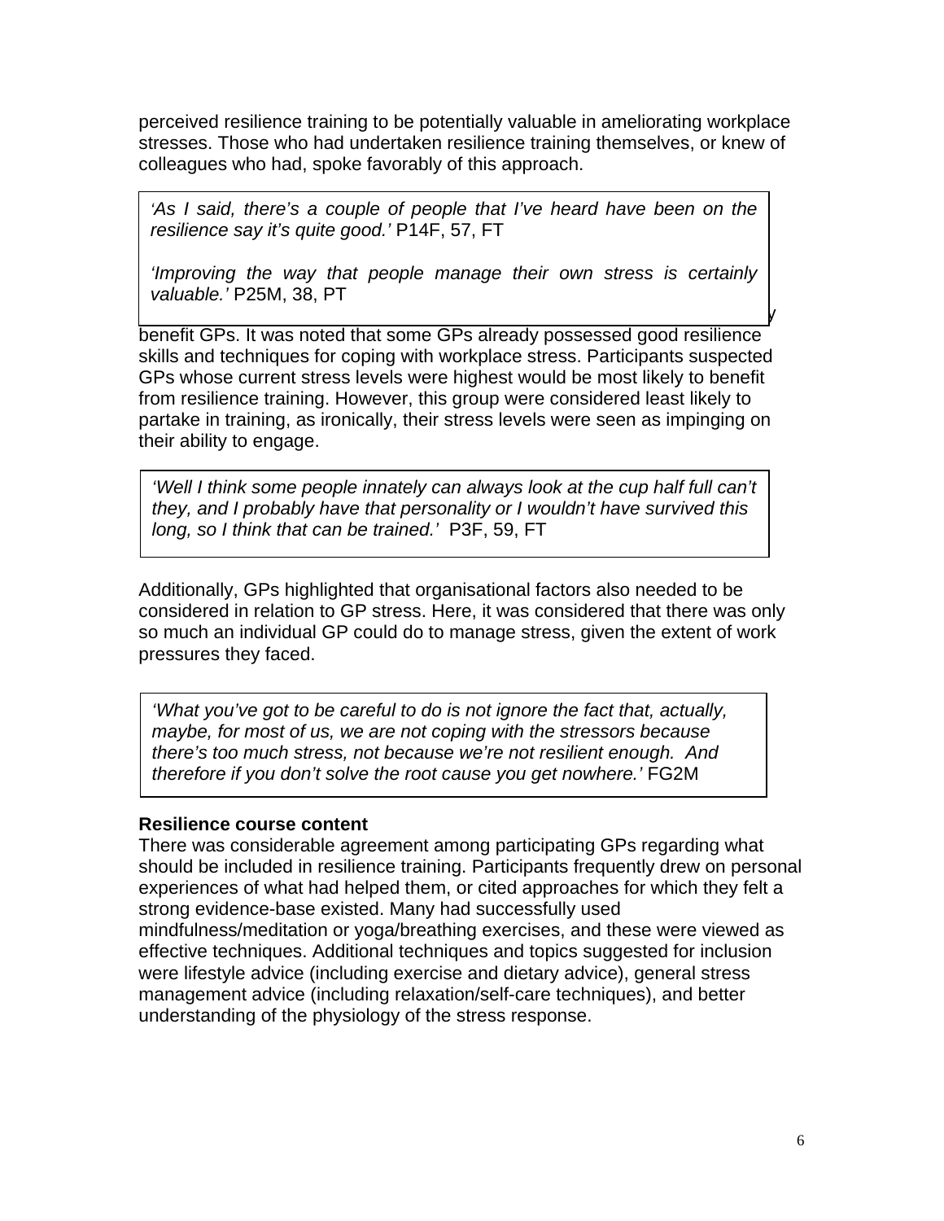perceived resilience training to be potentially valuable in ameliorating workplace stresses. Those who had undertaken resilience training themselves, or knew of colleagues who had, spoke favorably of this approach.

> *'As I said, there's a couple of people that I've heard have been on the resilience say it's quite good.'* P14F, 57, FT
>
> *'Improving the way that people manage their own stress is certainly valuable.'* P25M, 38, PT

benefit GPs. It was noted that some GPs already possessed good resilience skills and techniques for coping with workplace stress. Participants suspected GPs whose current stress levels were highest would be most likely to benefit from resilience training. However, this group were considered least likely to partake in training, as ironically, their stress levels were seen as impinging on their ability to engage.

> *'Well I think some people innately can always look at the cup half full can't they, and I probably have that personality or I wouldn't have survived this long, so I think that can be trained.'* P3F, 59, FT

Additionally, GPs highlighted that organisational factors also needed to be considered in relation to GP stress. Here, it was considered that there was only so much an individual GP could do to manage stress, given the extent of work pressures they faced.

> *'What you've got to be careful to do is not ignore the fact that, actually, maybe, for most of us, we are not coping with the stressors because there's too much stress, not because we're not resilient enough. And therefore if you don't solve the root cause you get nowhere.'* FG2M

**Resilience course content**

There was considerable agreement among participating GPs regarding what should be included in resilience training. Participants frequently drew on personal experiences of what had helped them, or cited approaches for which they felt a strong evidence-base existed. Many had successfully used mindfulness/meditation or yoga/breathing exercises, and these were viewed as effective techniques. Additional techniques and topics suggested for inclusion were lifestyle advice (including exercise and dietary advice), general stress management advice (including relaxation/self-care techniques), and better understanding of the physiology of the stress response.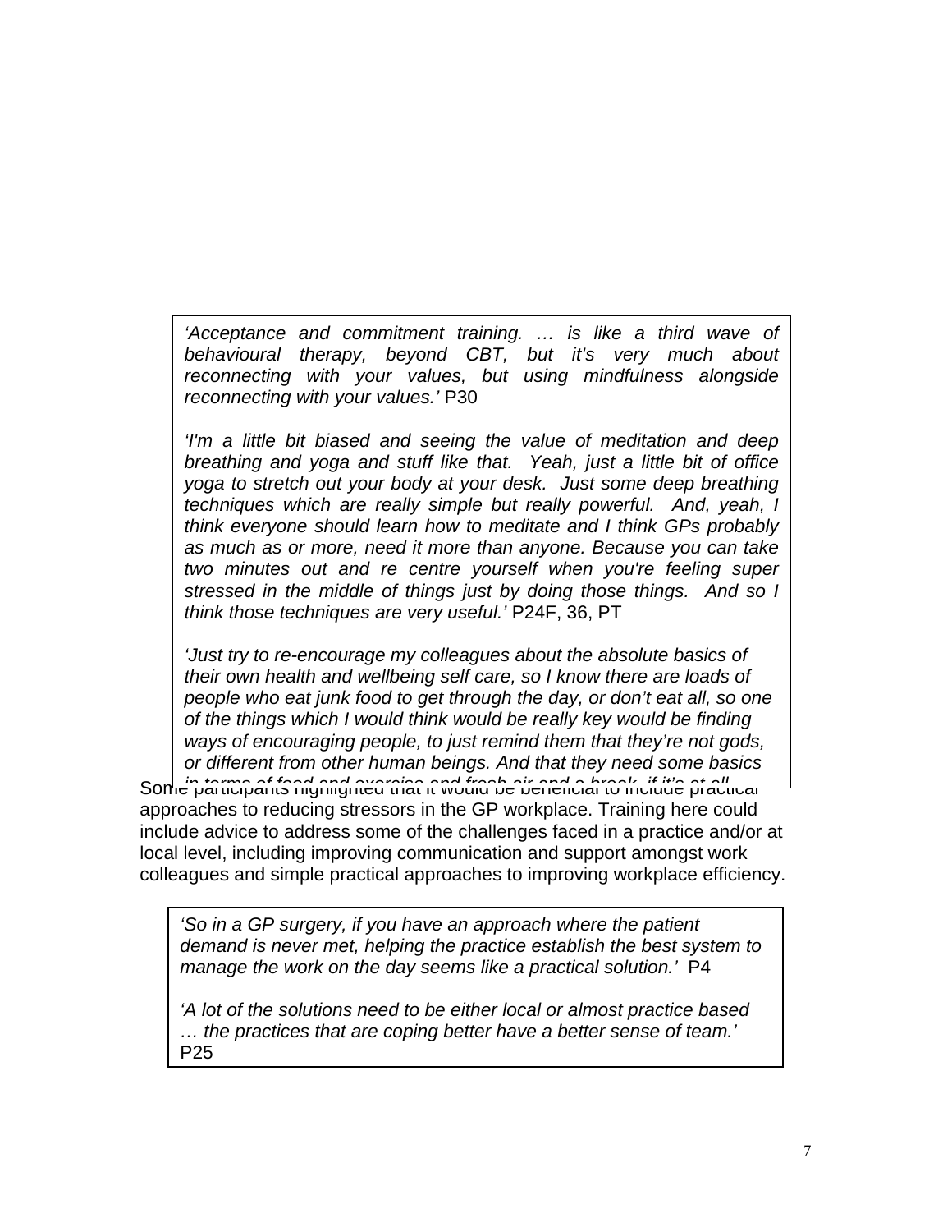*'Acceptance and commitment training. … is like a third wave of behavioural therapy, beyond CBT, but it's very much about reconnecting with your values, but using mindfulness alongside reconnecting with your values.'* P30

*'I'm a little bit biased and seeing the value of meditation and deep breathing and yoga and stuff like that. Yeah, just a little bit of office yoga to stretch out your body at your desk. Just some deep breathing techniques which are really simple but really powerful. And, yeah, I think everyone should learn how to meditate and I think GPs probably as much as or more, need it more than anyone. Because you can take two minutes out and re centre yourself when you're feeling super stressed in the middle of things just by doing those things. And so I think those techniques are very useful.'* P24F, 36, PT

*'Just try to re-encourage my colleagues about the absolute basics of their own health and wellbeing self care, so I know there are loads of people who eat junk food to get through the day, or don't eat all, so one of the things which I would think would be really key would be finding ways of encouraging people, to just remind them that they're not gods, or different from other human beings. And that they need some basics in terms of food and exercise and fresh air and a break, if it's at all*

Some participants highlighted that it would be beneficial to include practical approaches to reducing stressors in the GP workplace. Training here could include advice to address some of the challenges faced in a practice and/or at local level, including improving communication and support amongst work colleagues and simple practical approaches to improving workplace efficiency.

*'So in a GP surgery, if you have an approach where the patient demand is never met, helping the practice establish the best system to manage the work on the day seems like a practical solution.'* P4

*'A lot of the solutions need to be either local or almost practice based … the practices that are coping better have a better sense of team.'* P25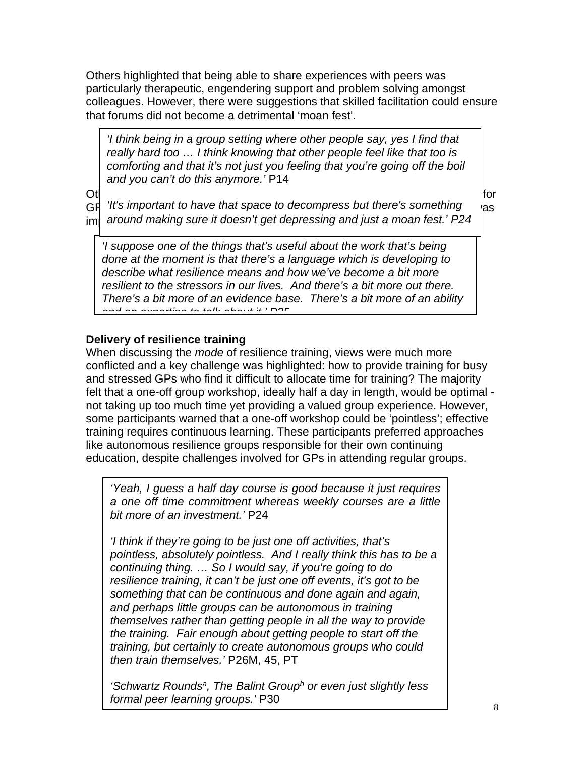Others highlighted that being able to share experiences with peers was particularly therapeutic, engendering support and problem solving amongst colleagues. However, there were suggestions that skilled facilitation could ensure that forums did not become a detrimental 'moan fest'.

> *'I think being in a group setting where other people say, yes I find that really hard too … I think knowing that other people feel like that too is comforting and that it's not just you feeling that you're going off the boil and you can't do this anymore.'* P14
>
> *'It's important to have that space to decompress but there's something around making sure it doesn't get depressing and just a moan fest.' P24*

Ot… for GP… was im…

> *'I suppose one of the things that's useful about the work that's being done at the moment is that there's a language which is developing to describe what resilience means and how we've become a bit more resilient to the stressors in our lives. And there's a bit more out there. There's a bit more of an evidence base. There's a bit more of an ability and an expertise to talk about it.'* P25

**Delivery of resilience training**

When discussing the *mode* of resilience training, views were much more conflicted and a key challenge was highlighted: how to provide training for busy and stressed GPs who find it difficult to allocate time for training? The majority felt that a one-off group workshop, ideally half a day in length, would be optimal - not taking up too much time yet providing a valued group experience. However, some participants warned that a one-off workshop could be 'pointless'; effective training requires continuous learning. These participants preferred approaches like autonomous resilience groups responsible for their own continuing education, despite challenges involved for GPs in attending regular groups.

> *'Yeah, I guess a half day course is good because it just requires a one off time commitment whereas weekly courses are a little bit more of an investment.'* P24
>
> *'I think if they're going to be just one off activities, that's pointless, absolutely pointless. And I really think this has to be a continuing thing. … So I would say, if you're going to do resilience training, it can't be just one off events, it's got to be something that can be continuous and done again and again, and perhaps little groups can be autonomous in training themselves rather than getting people in all the way to provide the training. Fair enough about getting people to start off the training, but certainly to create autonomous groups who could then train themselves.'* P26M, 45, PT
>
> *'Schwartz Rounds[a], The Balint Group[b] or even just slightly less formal peer learning groups.'* P30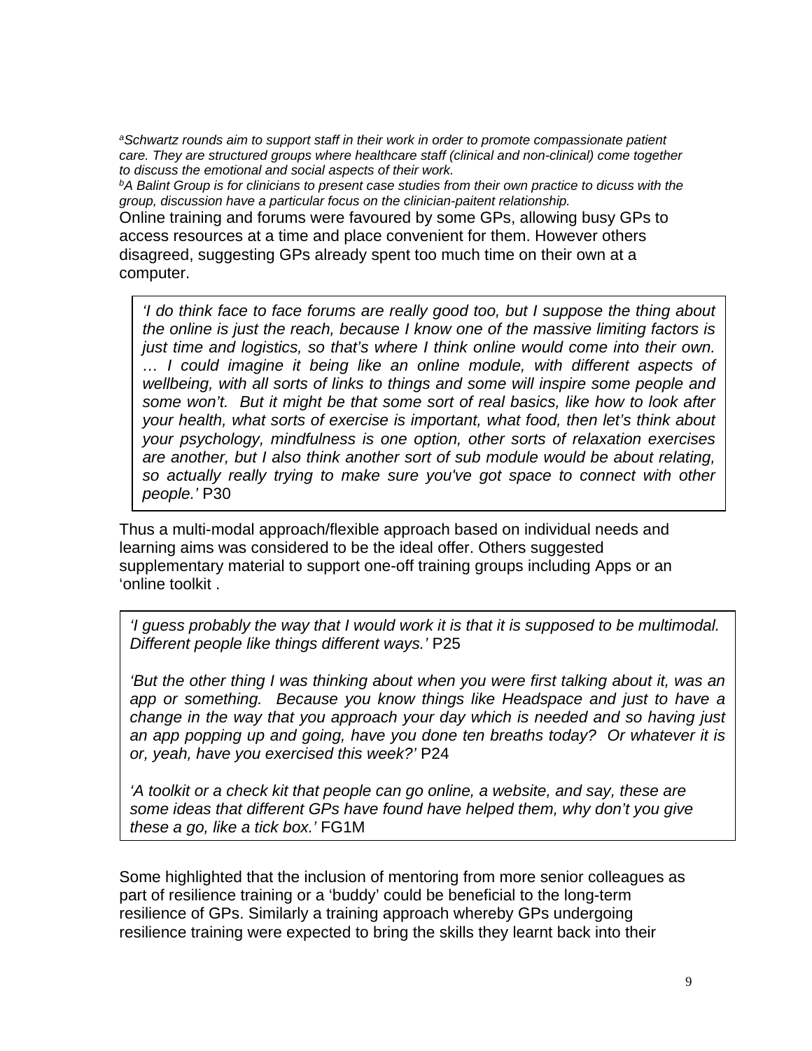*[a]Schwartz rounds aim to support staff in their work in order to promote compassionate patient care. They are structured groups where healthcare staff (clinical and non-clinical) come together to discuss the emotional and social aspects of their work.*

*[b]A Balint Group is for clinicians to present case studies from their own practice to dicuss with the group, discussion have a particular focus on the clinician-paitent relationship.*

Online training and forums were favoured by some GPs, allowing busy GPs to access resources at a time and place convenient for them. However others disagreed, suggesting GPs already spent too much time on their own at a computer.

> *'I do think face to face forums are really good too, but I suppose the thing about the online is just the reach, because I know one of the massive limiting factors is just time and logistics, so that's where I think online would come into their own. … I could imagine it being like an online module, with different aspects of wellbeing, with all sorts of links to things and some will inspire some people and some won't. But it might be that some sort of real basics, like how to look after your health, what sorts of exercise is important, what food, then let's think about your psychology, mindfulness is one option, other sorts of relaxation exercises are another, but I also think another sort of sub module would be about relating, so actually really trying to make sure you've got space to connect with other people.'* P30

Thus a multi-modal approach/flexible approach based on individual needs and learning aims was considered to be the ideal offer. Others suggested supplementary material to support one-off training groups including Apps or an 'online toolkit .

> *'I guess probably the way that I would work it is that it is supposed to be multimodal. Different people like things different ways.'* P25
>
> *'But the other thing I was thinking about when you were first talking about it, was an app or something. Because you know things like Headspace and just to have a change in the way that you approach your day which is needed and so having just an app popping up and going, have you done ten breaths today? Or whatever it is or, yeah, have you exercised this week?'* P24
>
> *'A toolkit or a check kit that people can go online, a website, and say, these are some ideas that different GPs have found have helped them, why don't you give these a go, like a tick box.'* FG1M

Some highlighted that the inclusion of mentoring from more senior colleagues as part of resilience training or a 'buddy' could be beneficial to the long-term resilience of GPs. Similarly a training approach whereby GPs undergoing resilience training were expected to bring the skills they learnt back into their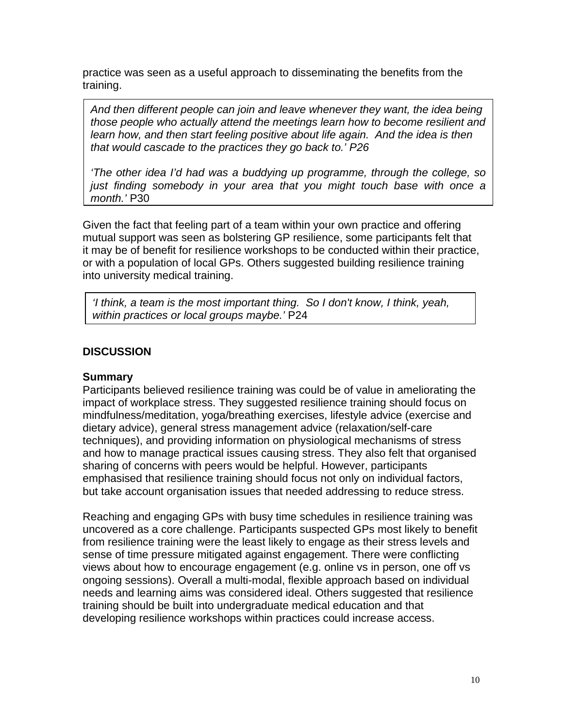practice was seen as a useful approach to disseminating the benefits from the training.

> *And then different people can join and leave whenever they want, the idea being those people who actually attend the meetings learn how to become resilient and learn how, and then start feeling positive about life again. And the idea is then that would cascade to the practices they go back to.' P26*
>
> *'The other idea I'd had was a buddying up programme, through the college, so just finding somebody in your area that you might touch base with once a month.'* P30

Given the fact that feeling part of a team within your own practice and offering mutual support was seen as bolstering GP resilience, some participants felt that it may be of benefit for resilience workshops to be conducted within their practice, or with a population of local GPs. Others suggested building resilience training into university medical training.

> *'I think, a team is the most important thing. So I don't know, I think, yeah, within practices or local groups maybe.'* P24

## DISCUSSION

### Summary

Participants believed resilience training was could be of value in ameliorating the impact of workplace stress. They suggested resilience training should focus on mindfulness/meditation, yoga/breathing exercises, lifestyle advice (exercise and dietary advice), general stress management advice (relaxation/self-care techniques), and providing information on physiological mechanisms of stress and how to manage practical issues causing stress. They also felt that organised sharing of concerns with peers would be helpful. However, participants emphasised that resilience training should focus not only on individual factors, but take account organisation issues that needed addressing to reduce stress.

Reaching and engaging GPs with busy time schedules in resilience training was uncovered as a core challenge. Participants suspected GPs most likely to benefit from resilience training were the least likely to engage as their stress levels and sense of time pressure mitigated against engagement. There were conflicting views about how to encourage engagement (e.g. online vs in person, one off vs ongoing sessions). Overall a multi-modal, flexible approach based on individual needs and learning aims was considered ideal. Others suggested that resilience training should be built into undergraduate medical education and that developing resilience workshops within practices could increase access.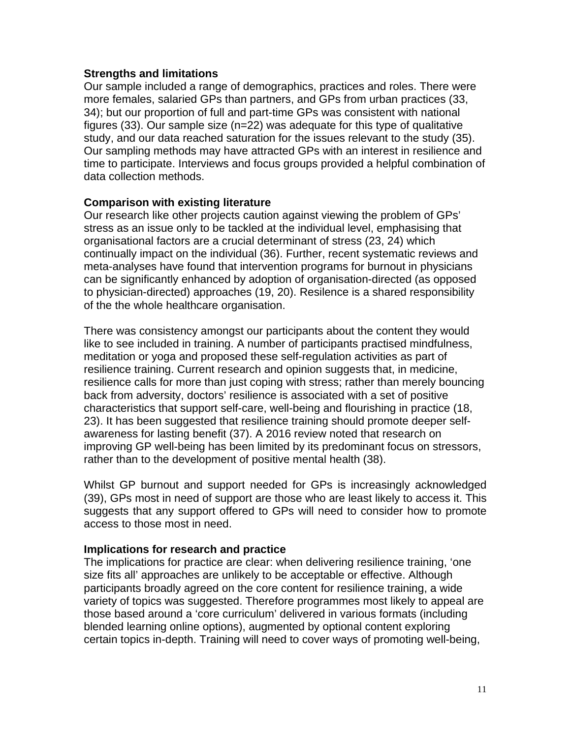**Strengths and limitations**

Our sample included a range of demographics, practices and roles. There were more females, salaried GPs than partners, and GPs from urban practices (33, 34); but our proportion of full and part-time GPs was consistent with national figures (33). Our sample size (n=22) was adequate for this type of qualitative study, and our data reached saturation for the issues relevant to the study (35). Our sampling methods may have attracted GPs with an interest in resilience and time to participate. Interviews and focus groups provided a helpful combination of data collection methods.

**Comparison with existing literature**

Our research like other projects caution against viewing the problem of GPs' stress as an issue only to be tackled at the individual level, emphasising that organisational factors are a crucial determinant of stress (23, 24) which continually impact on the individual (36). Further, recent systematic reviews and meta-analyses have found that intervention programs for burnout in physicians can be significantly enhanced by adoption of organisation-directed (as opposed to physician-directed) approaches (19, 20). Resilence is a shared responsibility of the the whole healthcare organisation.

There was consistency amongst our participants about the content they would like to see included in training. A number of participants practised mindfulness, meditation or yoga and proposed these self-regulation activities as part of resilience training. Current research and opinion suggests that, in medicine, resilience calls for more than just coping with stress; rather than merely bouncing back from adversity, doctors' resilience is associated with a set of positive characteristics that support self-care, well-being and flourishing in practice (18, 23). It has been suggested that resilience training should promote deeper self-awareness for lasting benefit (37). A 2016 review noted that research on improving GP well-being has been limited by its predominant focus on stressors, rather than to the development of positive mental health (38).

Whilst GP burnout and support needed for GPs is increasingly acknowledged (39), GPs most in need of support are those who are least likely to access it. This suggests that any support offered to GPs will need to consider how to promote access to those most in need.

**Implications for research and practice**

The implications for practice are clear: when delivering resilience training, 'one size fits all' approaches are unlikely to be acceptable or effective. Although participants broadly agreed on the core content for resilience training, a wide variety of topics was suggested. Therefore programmes most likely to appeal are those based around a 'core curriculum' delivered in various formats (including blended learning online options), augmented by optional content exploring certain topics in-depth. Training will need to cover ways of promoting well-being,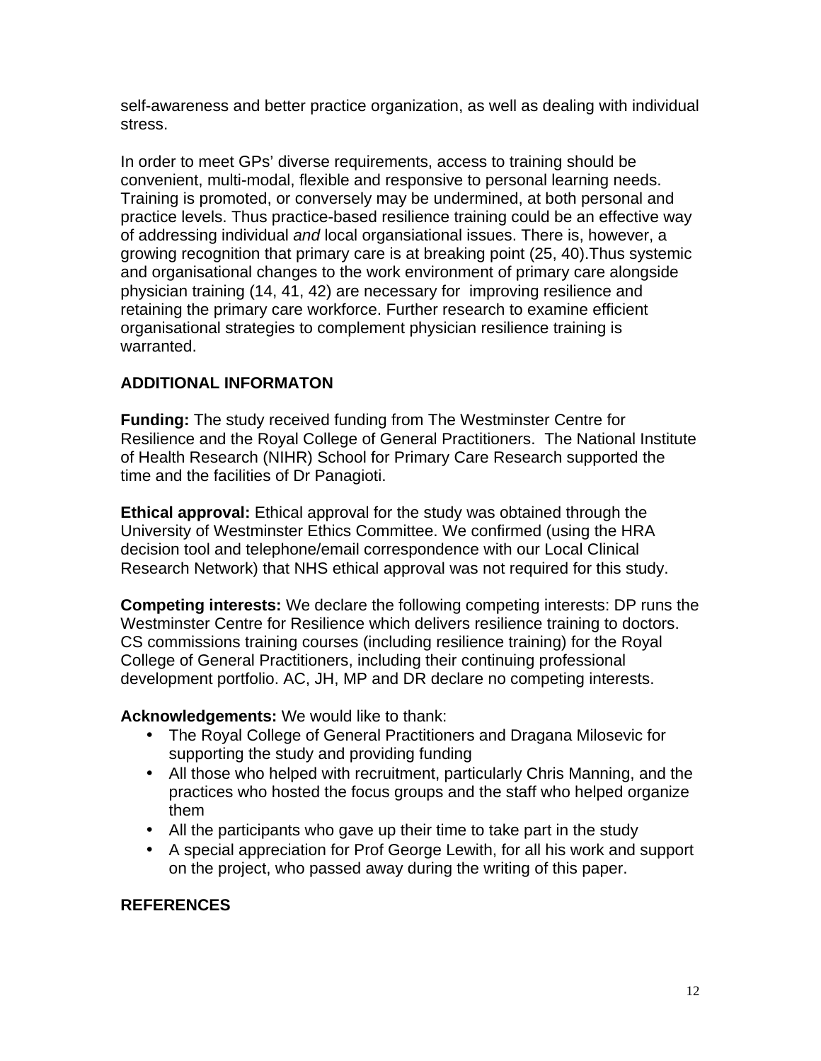self-awareness and better practice organization, as well as dealing with individual stress.

In order to meet GPs' diverse requirements, access to training should be convenient, multi-modal, flexible and responsive to personal learning needs. Training is promoted, or conversely may be undermined, at both personal and practice levels. Thus practice-based resilience training could be an effective way of addressing individual *and* local organsiational issues. There is, however, a growing recognition that primary care is at breaking point (25, 40).Thus systemic and organisational changes to the work environment of primary care alongside physician training (14, 41, 42) are necessary for improving resilience and retaining the primary care workforce. Further research to examine efficient organisational strategies to complement physician resilience training is warranted.

## ADDITIONAL INFORMATON

**Funding:** The study received funding from The Westminster Centre for Resilience and the Royal College of General Practitioners. The National Institute of Health Research (NIHR) School for Primary Care Research supported the time and the facilities of Dr Panagioti.

**Ethical approval:** Ethical approval for the study was obtained through the University of Westminster Ethics Committee. We confirmed (using the HRA decision tool and telephone/email correspondence with our Local Clinical Research Network) that NHS ethical approval was not required for this study.

**Competing interests:** We declare the following competing interests: DP runs the Westminster Centre for Resilience which delivers resilience training to doctors. CS commissions training courses (including resilience training) for the Royal College of General Practitioners, including their continuing professional development portfolio. AC, JH, MP and DR declare no competing interests.

**Acknowledgements:** We would like to thank:

- The Royal College of General Practitioners and Dragana Milosevic for supporting the study and providing funding
- All those who helped with recruitment, particularly Chris Manning, and the practices who hosted the focus groups and the staff who helped organize them
- All the participants who gave up their time to take part in the study
- A special appreciation for Prof George Lewith, for all his work and support on the project, who passed away during the writing of this paper.

## REFERENCES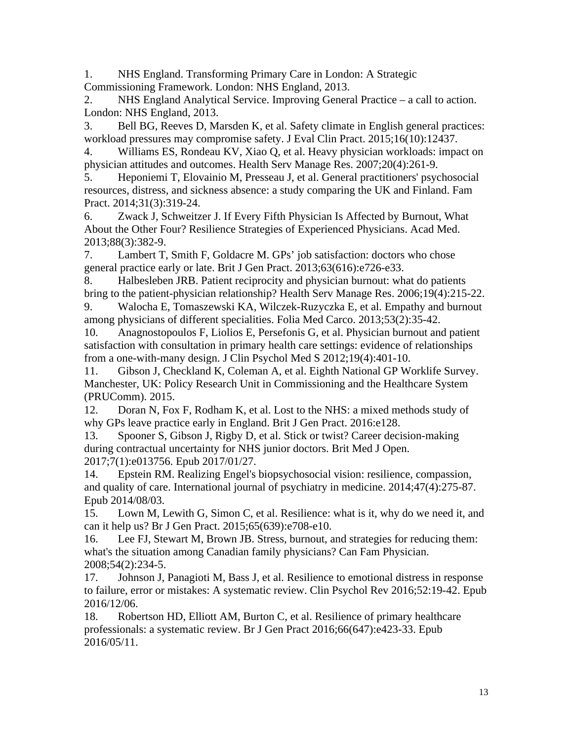1. NHS England. Transforming Primary Care in London: A Strategic Commissioning Framework. London: NHS England, 2013.
2. NHS England Analytical Service. Improving General Practice – a call to action. London: NHS England, 2013.
3. Bell BG, Reeves D, Marsden K, et al. Safety climate in English general practices: workload pressures may compromise safety. J Eval Clin Pract. 2015;16(10):12437.
4. Williams ES, Rondeau KV, Xiao Q, et al. Heavy physician workloads: impact on physician attitudes and outcomes. Health Serv Manage Res. 2007;20(4):261-9.
5. Heponiemi T, Elovainio M, Presseau J, et al. General practitioners' psychosocial resources, distress, and sickness absence: a study comparing the UK and Finland. Fam Pract. 2014;31(3):319-24.
6. Zwack J, Schweitzer J. If Every Fifth Physician Is Affected by Burnout, What About the Other Four? Resilience Strategies of Experienced Physicians. Acad Med. 2013;88(3):382-9.
7. Lambert T, Smith F, Goldacre M. GPs' job satisfaction: doctors who chose general practice early or late. Brit J Gen Pract. 2013;63(616):e726-e33.
8. Halbesleben JRB. Patient reciprocity and physician burnout: what do patients bring to the patient-physician relationship? Health Serv Manage Res. 2006;19(4):215-22.
9. Walocha E, Tomaszewski KA, Wilczek-Ruzyczka E, et al. Empathy and burnout among physicians of different specialities. Folia Med Carco. 2013;53(2):35-42.
10. Anagnostopoulos F, Liolios E, Persefonis G, et al. Physician burnout and patient satisfaction with consultation in primary health care settings: evidence of relationships from a one-with-many design. J Clin Psychol Med S 2012;19(4):401-10.
11. Gibson J, Checkland K, Coleman A, et al. Eighth National GP Worklife Survey. Manchester, UK: Policy Research Unit in Commissioning and the Healthcare System (PRUComm). 2015.
12. Doran N, Fox F, Rodham K, et al. Lost to the NHS: a mixed methods study of why GPs leave practice early in England. Brit J Gen Pract. 2016:e128.
13. Spooner S, Gibson J, Rigby D, et al. Stick or twist? Career decision-making during contractual uncertainty for NHS junior doctors. Brit Med J Open. 2017;7(1):e013756. Epub 2017/01/27.
14. Epstein RM. Realizing Engel's biopsychosocial vision: resilience, compassion, and quality of care. International journal of psychiatry in medicine. 2014;47(4):275-87. Epub 2014/08/03.
15. Lown M, Lewith G, Simon C, et al. Resilience: what is it, why do we need it, and can it help us? Br J Gen Pract. 2015;65(639):e708-e10.
16. Lee FJ, Stewart M, Brown JB. Stress, burnout, and strategies for reducing them: what's the situation among Canadian family physicians? Can Fam Physician. 2008;54(2):234-5.
17. Johnson J, Panagioti M, Bass J, et al. Resilience to emotional distress in response to failure, error or mistakes: A systematic review. Clin Psychol Rev 2016;52:19-42. Epub 2016/12/06.
18. Robertson HD, Elliott AM, Burton C, et al. Resilience of primary healthcare professionals: a systematic review. Br J Gen Pract 2016;66(647):e423-33. Epub 2016/05/11.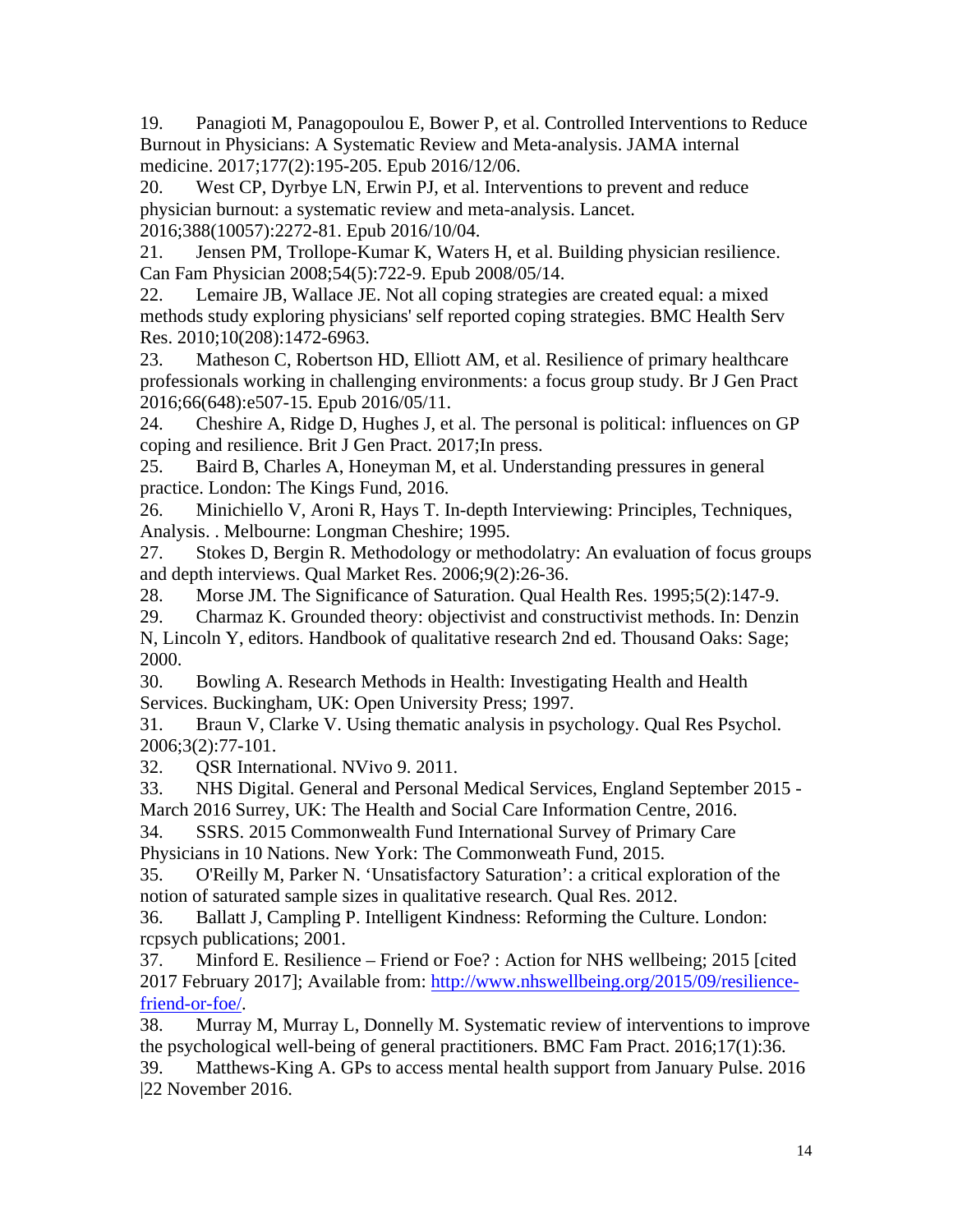19. Panagioti M, Panagopoulou E, Bower P, et al. Controlled Interventions to Reduce Burnout in Physicians: A Systematic Review and Meta-analysis. JAMA internal medicine. 2017;177(2):195-205. Epub 2016/12/06.
20. West CP, Dyrbye LN, Erwin PJ, et al. Interventions to prevent and reduce physician burnout: a systematic review and meta-analysis. Lancet. 2016;388(10057):2272-81. Epub 2016/10/04.
21. Jensen PM, Trollope-Kumar K, Waters H, et al. Building physician resilience. Can Fam Physician 2008;54(5):722-9. Epub 2008/05/14.
22. Lemaire JB, Wallace JE. Not all coping strategies are created equal: a mixed methods study exploring physicians' self reported coping strategies. BMC Health Serv Res. 2010;10(208):1472-6963.
23. Matheson C, Robertson HD, Elliott AM, et al. Resilience of primary healthcare professionals working in challenging environments: a focus group study. Br J Gen Pract 2016;66(648):e507-15. Epub 2016/05/11.
24. Cheshire A, Ridge D, Hughes J, et al. The personal is political: influences on GP coping and resilience. Brit J Gen Pract. 2017;In press.
25. Baird B, Charles A, Honeyman M, et al. Understanding pressures in general practice. London: The Kings Fund, 2016.
26. Minichiello V, Aroni R, Hays T. In-depth Interviewing: Principles, Techniques, Analysis. . Melbourne: Longman Cheshire; 1995.
27. Stokes D, Bergin R. Methodology or methodolatry: An evaluation of focus groups and depth interviews. Qual Market Res. 2006;9(2):26-36.
28. Morse JM. The Significance of Saturation. Qual Health Res. 1995;5(2):147-9.
29. Charmaz K. Grounded theory: objectivist and constructivist methods. In: Denzin N, Lincoln Y, editors. Handbook of qualitative research 2nd ed. Thousand Oaks: Sage; 2000.
30. Bowling A. Research Methods in Health: Investigating Health and Health Services. Buckingham, UK: Open University Press; 1997.
31. Braun V, Clarke V. Using thematic analysis in psychology. Qual Res Psychol. 2006;3(2):77-101.
32. QSR International. NVivo 9. 2011.
33. NHS Digital. General and Personal Medical Services, England September 2015 - March 2016 Surrey, UK: The Health and Social Care Information Centre, 2016.
34. SSRS. 2015 Commonwealth Fund International Survey of Primary Care Physicians in 10 Nations. New York: The Commonweath Fund, 2015.
35. O'Reilly M, Parker N. 'Unsatisfactory Saturation': a critical exploration of the notion of saturated sample sizes in qualitative research. Qual Res. 2012.
36. Ballatt J, Campling P. Intelligent Kindness: Reforming the Culture. London: rcpsych publications; 2001.
37. Minford E. Resilience – Friend or Foe? : Action for NHS wellbeing; 2015 [cited 2017 February 2017]; Available from: http://www.nhswellbeing.org/2015/09/resilience-friend-or-foe/.
38. Murray M, Murray L, Donnelly M. Systematic review of interventions to improve the psychological well-being of general practitioners. BMC Fam Pract. 2016;17(1):36.
39. Matthews-King A. GPs to access mental health support from January Pulse. 2016 |22 November 2016.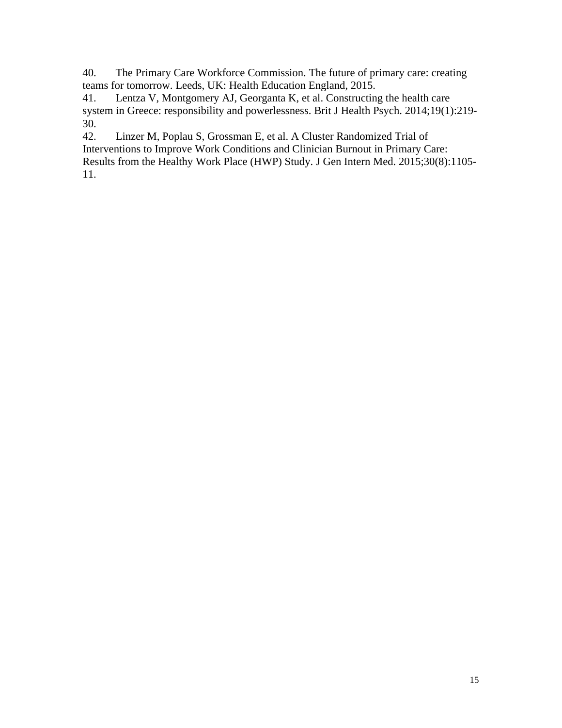40. The Primary Care Workforce Commission. The future of primary care: creating teams for tomorrow. Leeds, UK: Health Education England, 2015.

41. Lentza V, Montgomery AJ, Georganta K, et al. Constructing the health care system in Greece: responsibility and powerlessness. Brit J Health Psych. 2014;19(1):219-30.

42. Linzer M, Poplau S, Grossman E, et al. A Cluster Randomized Trial of Interventions to Improve Work Conditions and Clinician Burnout in Primary Care: Results from the Healthy Work Place (HWP) Study. J Gen Intern Med. 2015;30(8):1105-11.